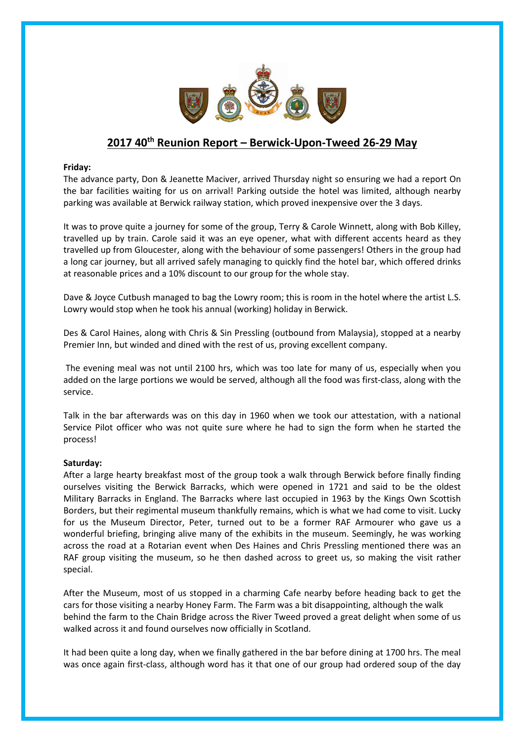## 2017 40th Reunion Report – Berwick-Upon-Tweed 26-29 May

**Friday:**

The advance party, Don & Jeanette Maciver, arrived Thursday night so ensuring we had a report On the bar facilities waiting for us on arrival! Parking outside the hotel was limited, although nearby parking was available at Berwick railway station, which proved inexpensive over the 3 days.

It was to prove quite a journey for some of the group, Terry & Carole Winnett, along with Bob Killey, travelled up by train. Carole said it was an eye opener, what with different accents heard as they travelled up from Gloucester, along with the behaviour of some passengers! Others in the group had a long car journey, but all arrived safely managing to quickly find the hotel bar, which offered drinks at reasonable prices and a 10% discount to our group for the whole stay.

Dave & Joyce Cutbush managed to bag the Lowry room; this is room in the hotel where the artist L.S. Lowry would stop when he took his annual (working) holiday in Berwick.

Des & Carol Haines, along with Chris & Sin Pressling (outbound from Malaysia), stopped at a nearby Premier Inn, but winded and dined with the rest of us, proving excellent company.

The evening meal was not until 2100 hrs, which was too late for many of us, especially when you added on the large portions we would be served, although all the food was first-class, along with the service.

Talk in the bar afterwards was on this day in 1960 when we took our attestation, with a national Service Pilot officer who was not quite sure where he had to sign the form when he started the process!

**Saturday:**

After a large hearty breakfast most of the group took a walk through Berwick before finally finding ourselves visiting the Berwick Barracks, which were opened in 1721 and said to be the oldest Military Barracks in England. The Barracks where last occupied in 1963 by the Kings Own Scottish Borders, but their regimental museum thankfully remains, which is what we had come to visit. Lucky for us the Museum Director, Peter, turned out to be a former RAF Armourer who gave us a wonderful briefing, bringing alive many of the exhibits in the museum. Seemingly, he was working across the road at a Rotarian event when Des Haines and Chris Pressling mentioned there was an RAF group visiting the museum, so he then dashed across to greet us, so making the visit rather special.

After the Museum, most of us stopped in a charming Cafe nearby before heading back to get the cars for those visiting a nearby Honey Farm. The Farm was a bit disappointing, although the walk behind the farm to the Chain Bridge across the River Tweed proved a great delight when some of us walked across it and found ourselves now officially in Scotland.

It had been quite a long day, when we finally gathered in the bar before dining at 1700 hrs. The meal was once again first-class, although word has it that one of our group had ordered soup of the day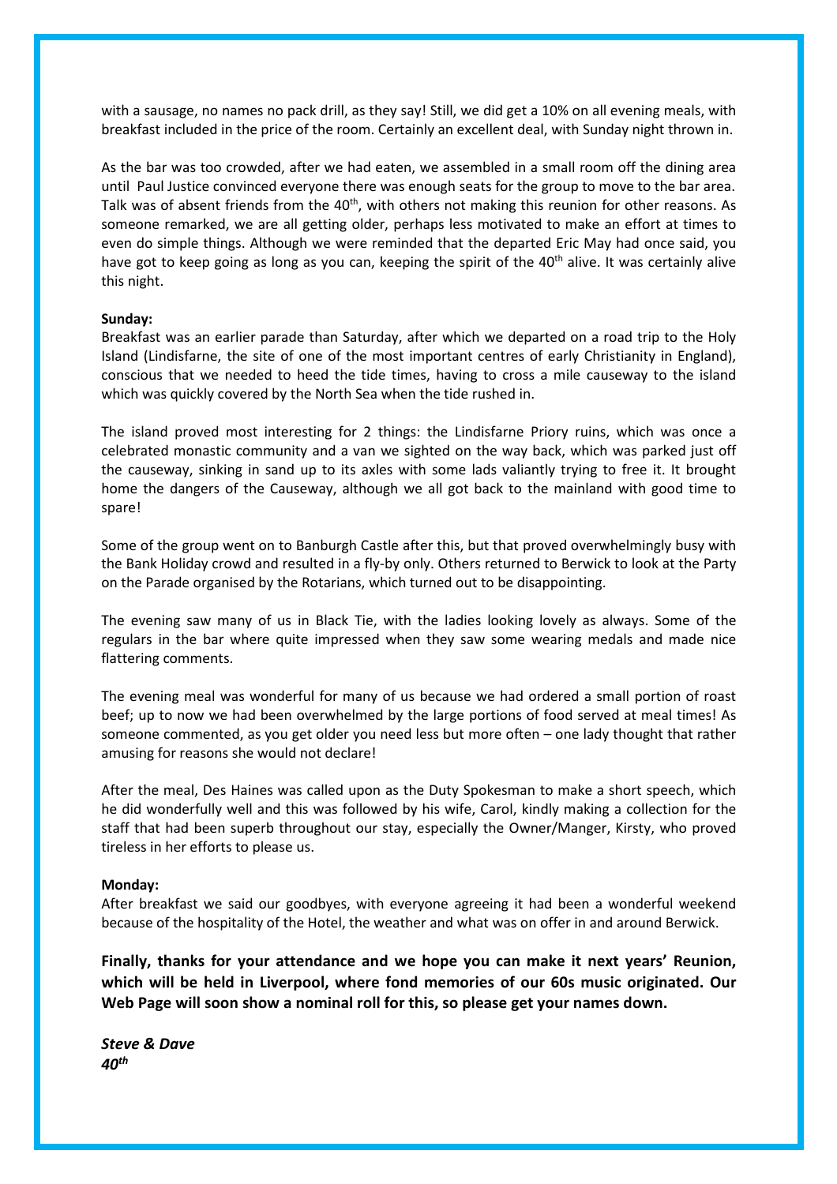with a sausage, no names no pack drill, as they say! Still, we did get a 10% on all evening meals, with breakfast included in the price of the room. Certainly an excellent deal, with Sunday night thrown in.

As the bar was too crowded, after we had eaten, we assembled in a small room off the dining area until Paul Justice convinced everyone there was enough seats for the group to move to the bar area. Talk was of absent friends from the 40th, with others not making this reunion for other reasons. As someone remarked, we are all getting older, perhaps less motivated to make an effort at times to even do simple things. Although we were reminded that the departed Eric May had once said, you have got to keep going as long as you can, keeping the spirit of the 40th alive. It was certainly alive this night.

**Sunday:**
Breakfast was an earlier parade than Saturday, after which we departed on a road trip to the Holy Island (Lindisfarne, the site of one of the most important centres of early Christianity in England), conscious that we needed to heed the tide times, having to cross a mile causeway to the island which was quickly covered by the North Sea when the tide rushed in.

The island proved most interesting for 2 things: the Lindisfarne Priory ruins, which was once a celebrated monastic community and a van we sighted on the way back, which was parked just off the causeway, sinking in sand up to its axles with some lads valiantly trying to free it. It brought home the dangers of the Causeway, although we all got back to the mainland with good time to spare!

Some of the group went on to Banburgh Castle after this, but that proved overwhelmingly busy with the Bank Holiday crowd and resulted in a fly-by only. Others returned to Berwick to look at the Party on the Parade organised by the Rotarians, which turned out to be disappointing.

The evening saw many of us in Black Tie, with the ladies looking lovely as always. Some of the regulars in the bar where quite impressed when they saw some wearing medals and made nice flattering comments.

The evening meal was wonderful for many of us because we had ordered a small portion of roast beef; up to now we had been overwhelmed by the large portions of food served at meal times! As someone commented, as you get older you need less but more often – one lady thought that rather amusing for reasons she would not declare!

After the meal, Des Haines was called upon as the Duty Spokesman to make a short speech, which he did wonderfully well and this was followed by his wife, Carol, kindly making a collection for the staff that had been superb throughout our stay, especially the Owner/Manger, Kirsty, who proved tireless in her efforts to please us.

**Monday:**
After breakfast we said our goodbyes, with everyone agreeing it had been a wonderful weekend because of the hospitality of the Hotel, the weather and what was on offer in and around Berwick.

**Finally, thanks for your attendance and we hope you can make it next years' Reunion, which will be held in Liverpool, where fond memories of our 60s music originated. Our Web Page will soon show a nominal roll for this, so please get your names down.**

***Steve & Dave***
***40th***